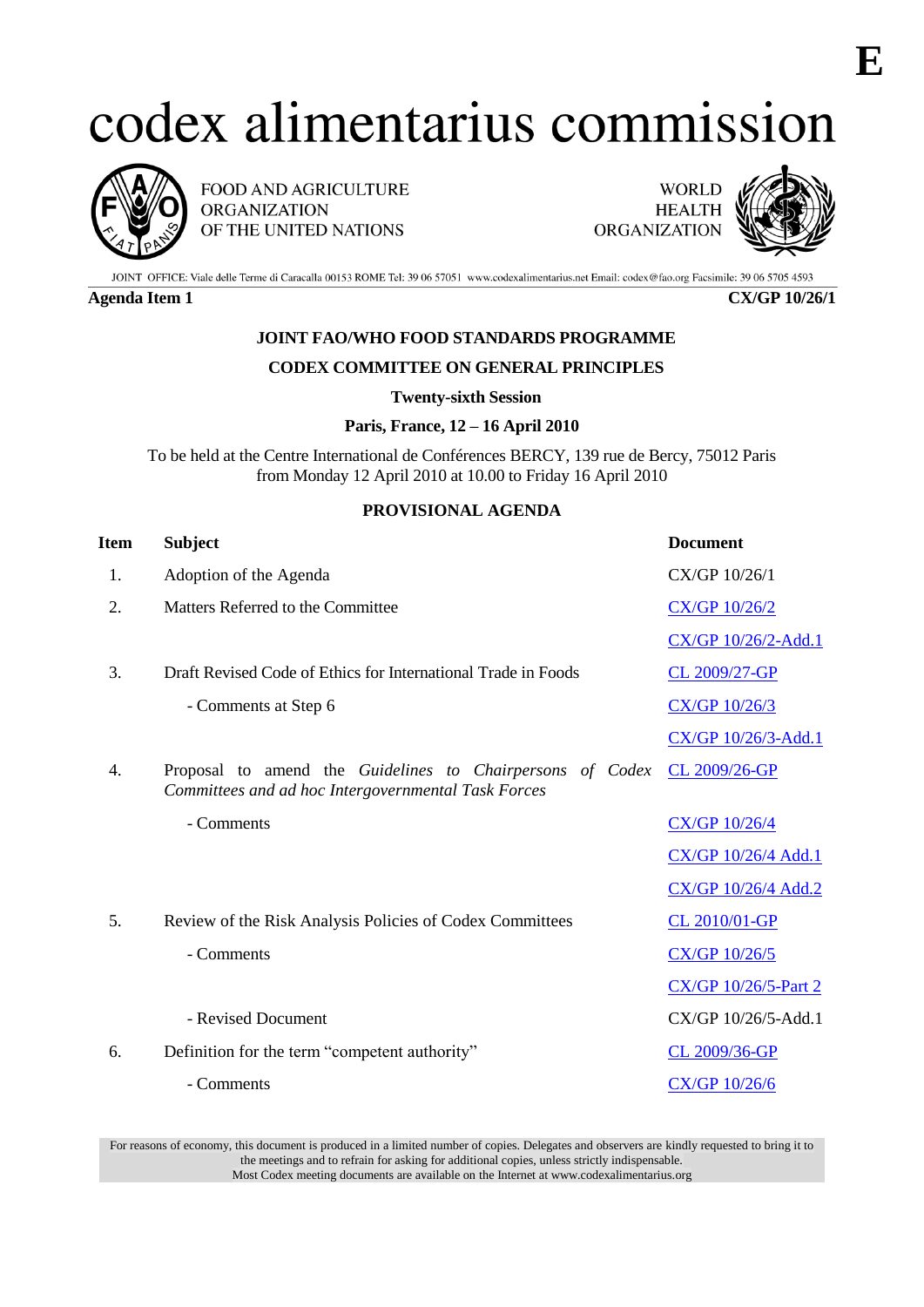**E**

# codex alimentarius commission

FOOD AND AGRICULTURE ORGANIZATION OF THE UNITED NATIONS

WORLD HEALTH ORGANIZATION

JOINT OFFICE: Viale delle Terme di Caracalla 00153 ROME Tel: 39 06 57051 www.codexalimentarius.net Email: codex@fao.org Facsimile: 39 06 5705 4593

**Agenda Item 1** **CX/GP 10/26/1**

**JOINT FAO/WHO FOOD STANDARDS PROGRAMME**

**CODEX COMMITTEE ON GENERAL PRINCIPLES**

**Twenty-sixth Session**

**Paris, France, 12 – 16 April 2010**

To be held at the Centre International de Conférences BERCY, 139 rue de Bercy, 75012 Paris from Monday 12 April 2010 at 10.00 to Friday 16 April 2010

**PROVISIONAL AGENDA**

| Item | Subject | Document |
|---|---|---|
| 1. | Adoption of the Agenda | CX/GP 10/26/1 |
| 2. | Matters Referred to the Committee | CX/GP 10/26/2 |
| | | CX/GP 10/26/2-Add.1 |
| 3. | Draft Revised Code of Ethics for International Trade in Foods | CL 2009/27-GP |
| | - Comments at Step 6 | CX/GP 10/26/3 |
| | | CX/GP 10/26/3-Add.1 |
| 4. | Proposal to amend the *Guidelines to Chairpersons of Codex Committees and ad hoc Intergovernmental Task Forces* | CL 2009/26-GP |
| | - Comments | CX/GP 10/26/4 |
| | | CX/GP 10/26/4 Add.1 |
| | | CX/GP 10/26/4 Add.2 |
| 5. | Review of the Risk Analysis Policies of Codex Committees | CL 2010/01-GP |
| | - Comments | CX/GP 10/26/5 |
| | | CX/GP 10/26/5-Part 2 |
| | - Revised Document | CX/GP 10/26/5-Add.1 |
| 6. | Definition for the term "competent authority" | CL 2009/36-GP |
| | - Comments | CX/GP 10/26/6 |

For reasons of economy, this document is produced in a limited number of copies. Delegates and observers are kindly requested to bring it to the meetings and to refrain for asking for additional copies, unless strictly indispensable.
Most Codex meeting documents are available on the Internet at www.codexalimentarius.org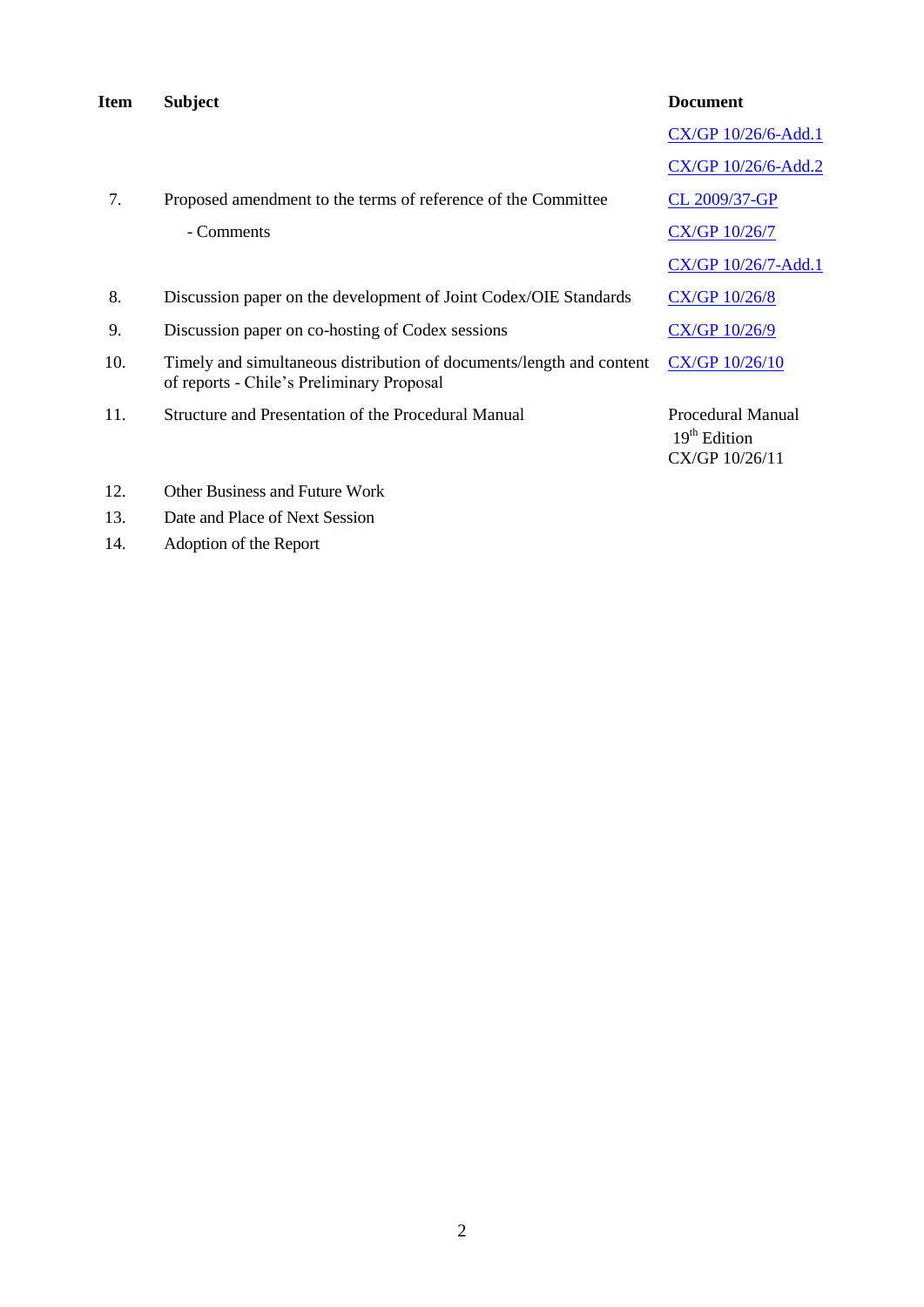| Item | Subject | Document |
|---|---|---|
| | | CX/GP 10/26/6-Add.1 |
| | | CX/GP 10/26/6-Add.2 |
| 7. | Proposed amendment to the terms of reference of the Committee | CL 2009/37-GP |
| | - Comments | CX/GP 10/26/7 |
| | | CX/GP 10/26/7-Add.1 |
| 8. | Discussion paper on the development of Joint Codex/OIE Standards | CX/GP 10/26/8 |
| 9. | Discussion paper on co-hosting of Codex sessions | CX/GP 10/26/9 |
| 10. | Timely and simultaneous distribution of documents/length and content of reports - Chile's Preliminary Proposal | CX/GP 10/26/10 |
| 11. | Structure and Presentation of the Procedural Manual | Procedural Manual 19th Edition CX/GP 10/26/11 |
| 12. | Other Business and Future Work | |
| 13. | Date and Place of Next Session | |
| 14. | Adoption of the Report | |